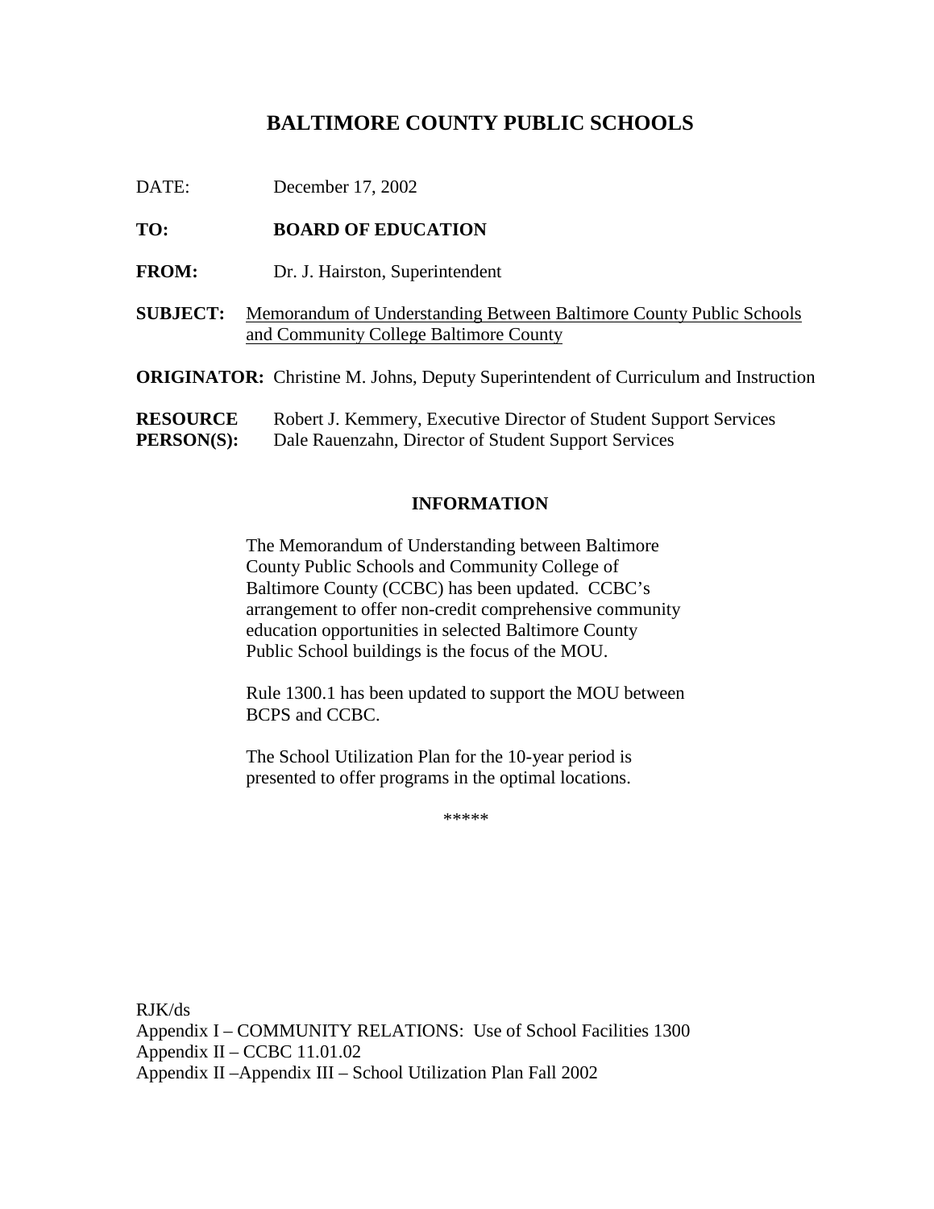# BALTIMORE COUNTY PUBLIC SCHOOLS

DATE: December 17, 2002

**TO:** **BOARD OF EDUCATION**

**FROM:** Dr. J. Hairston, Superintendent

**SUBJECT:** Memorandum of Understanding Between Baltimore County Public Schools and Community College Baltimore County

**ORIGINATOR:** Christine M. Johns, Deputy Superintendent of Curriculum and Instruction

**RESOURCE PERSON(S):** Robert J. Kemmery, Executive Director of Student Support Services
Dale Rauenzahn, Director of Student Support Services

## INFORMATION

The Memorandum of Understanding between Baltimore County Public Schools and Community College of Baltimore County (CCBC) has been updated. CCBC's arrangement to offer non-credit comprehensive community education opportunities in selected Baltimore County Public School buildings is the focus of the MOU.

Rule 1300.1 has been updated to support the MOU between BCPS and CCBC.

The School Utilization Plan for the 10-year period is presented to offer programs in the optimal locations.

*****

RJK/ds
Appendix I – COMMUNITY RELATIONS: Use of School Facilities 1300
Appendix II – CCBC 11.01.02
Appendix II –Appendix III – School Utilization Plan Fall 2002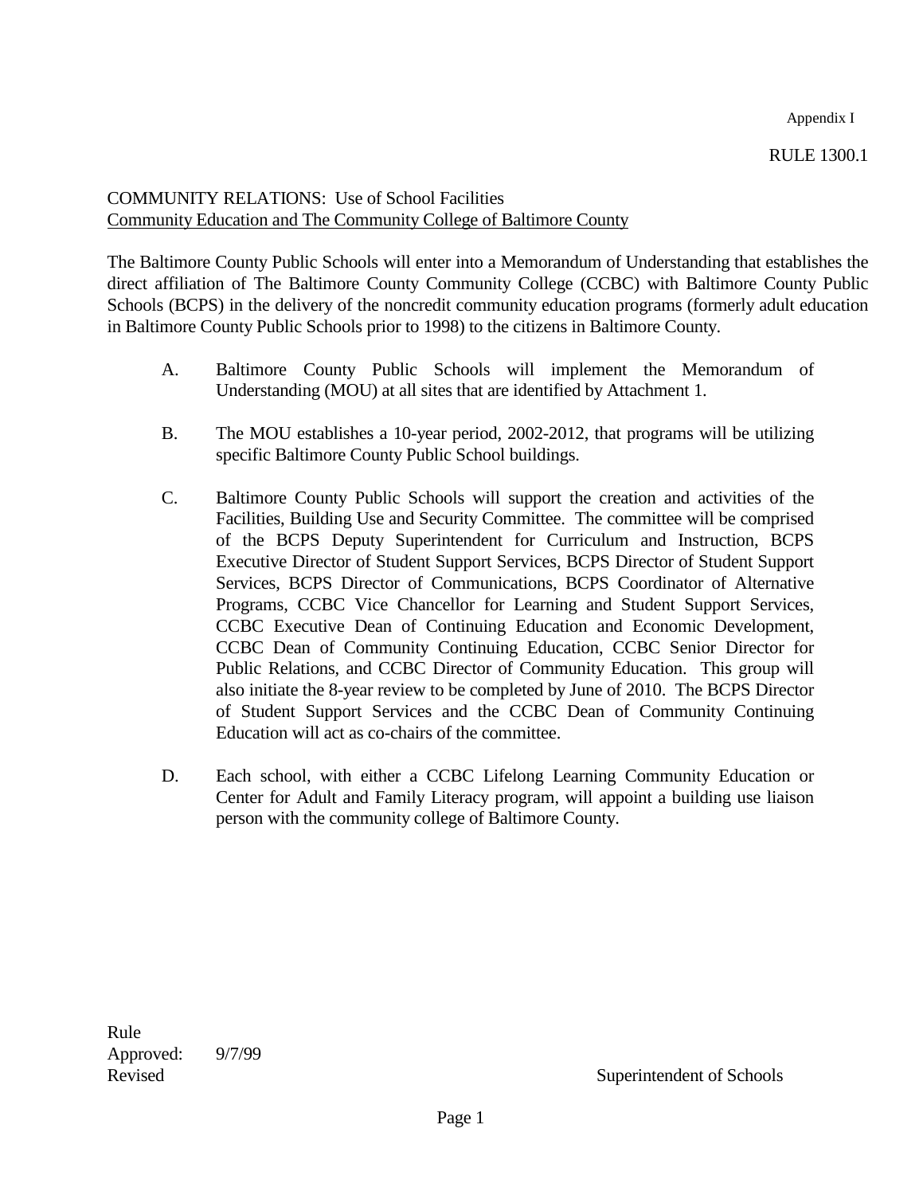Appendix I

RULE 1300.1

COMMUNITY RELATIONS: Use of School Facilities
Community Education and The Community College of Baltimore County

The Baltimore County Public Schools will enter into a Memorandum of Understanding that establishes the direct affiliation of The Baltimore County Community College (CCBC) with Baltimore County Public Schools (BCPS) in the delivery of the noncredit community education programs (formerly adult education in Baltimore County Public Schools prior to 1998) to the citizens in Baltimore County.

A. Baltimore County Public Schools will implement the Memorandum of Understanding (MOU) at all sites that are identified by Attachment 1.

B. The MOU establishes a 10-year period, 2002-2012, that programs will be utilizing specific Baltimore County Public School buildings.

C. Baltimore County Public Schools will support the creation and activities of the Facilities, Building Use and Security Committee. The committee will be comprised of the BCPS Deputy Superintendent for Curriculum and Instruction, BCPS Executive Director of Student Support Services, BCPS Director of Student Support Services, BCPS Director of Communications, BCPS Coordinator of Alternative Programs, CCBC Vice Chancellor for Learning and Student Support Services, CCBC Executive Dean of Continuing Education and Economic Development, CCBC Dean of Community Continuing Education, CCBC Senior Director for Public Relations, and CCBC Director of Community Education. This group will also initiate the 8-year review to be completed by June of 2010. The BCPS Director of Student Support Services and the CCBC Dean of Community Continuing Education will act as co-chairs of the committee.

D. Each school, with either a CCBC Lifelong Learning Community Education or Center for Adult and Family Literacy program, will appoint a building use liaison person with the community college of Baltimore County.

Rule
Approved: 9/7/99
Revised

Superintendent of Schools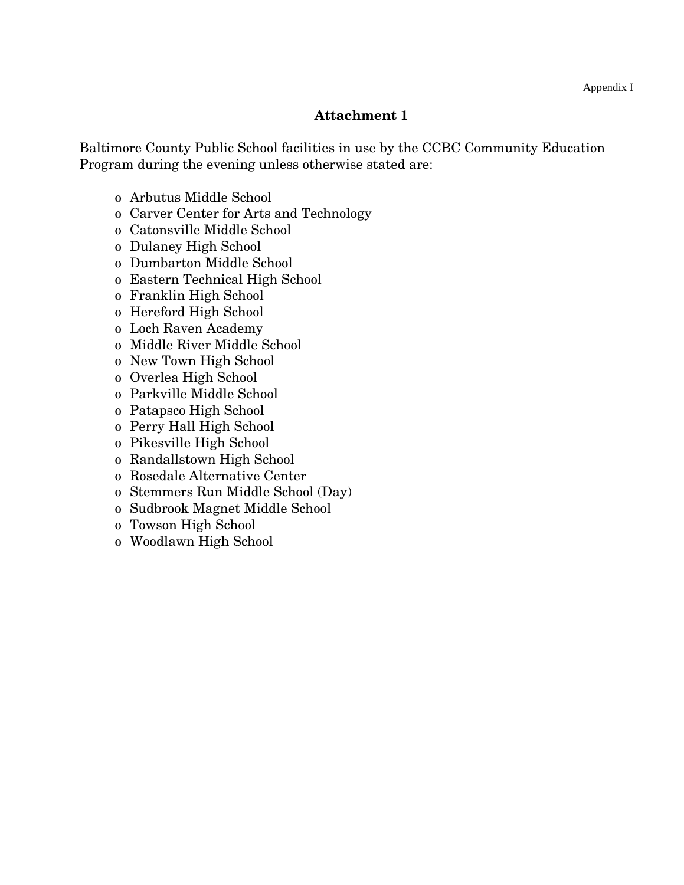Appendix I

## Attachment 1

Baltimore County Public School facilities in use by the CCBC Community Education Program during the evening unless otherwise stated are:

- Arbutus Middle School
- Carver Center for Arts and Technology
- Catonsville Middle School
- Dulaney High School
- Dumbarton Middle School
- Eastern Technical High School
- Franklin High School
- Hereford High School
- Loch Raven Academy
- Middle River Middle School
- New Town High School
- Overlea High School
- Parkville Middle School
- Patapsco High School
- Perry Hall High School
- Pikesville High School
- Randallstown High School
- Rosedale Alternative Center
- Stemmers Run Middle School (Day)
- Sudbrook Magnet Middle School
- Towson High School
- Woodlawn High School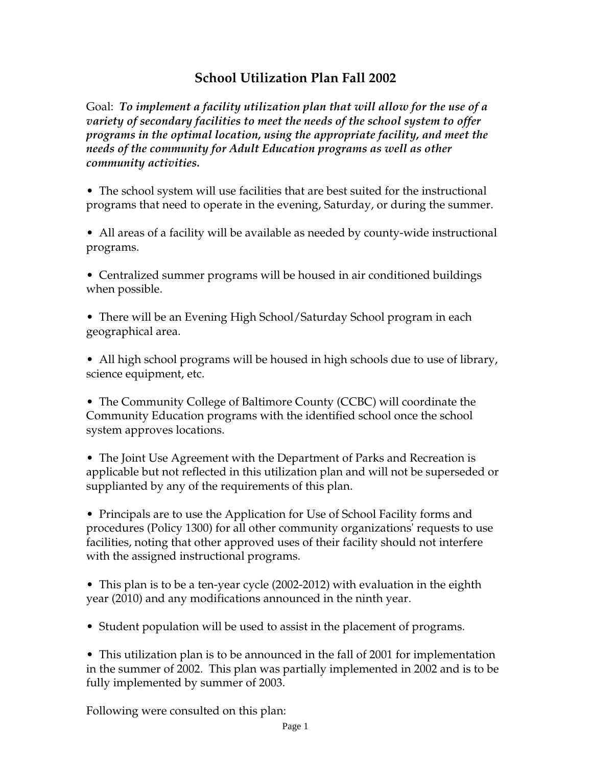# School Utilization Plan Fall 2002

Goal: ***To implement a facility utilization plan that will allow for the use of a variety of secondary facilities to meet the needs of the school system to offer programs in the optimal location, using the appropriate facility, and meet the needs of the community for Adult Education programs as well as other community activities.***

- The school system will use facilities that are best suited for the instructional programs that need to operate in the evening, Saturday, or during the summer.

- All areas of a facility will be available as needed by county-wide instructional programs.

- Centralized summer programs will be housed in air conditioned buildings when possible.

- There will be an Evening High School/Saturday School program in each geographical area.

- All high school programs will be housed in high schools due to use of library, science equipment, etc.

- The Community College of Baltimore County (CCBC) will coordinate the Community Education programs with the identified school once the school system approves locations.

- The Joint Use Agreement with the Department of Parks and Recreation is applicable but not reflected in this utilization plan and will not be superseded or supplianted by any of the requirements of this plan.

- Principals are to use the Application for Use of School Facility forms and procedures (Policy 1300) for all other community organizations' requests to use facilities, noting that other approved uses of their facility should not interfere with the assigned instructional programs.

- This plan is to be a ten-year cycle (2002-2012) with evaluation in the eighth year (2010) and any modifications announced in the ninth year.

- Student population will be used to assist in the placement of programs.

- This utilization plan is to be announced in the fall of 2001 for implementation in the summer of 2002. This plan was partially implemented in 2002 and is to be fully implemented by summer of 2003.

Following were consulted on this plan: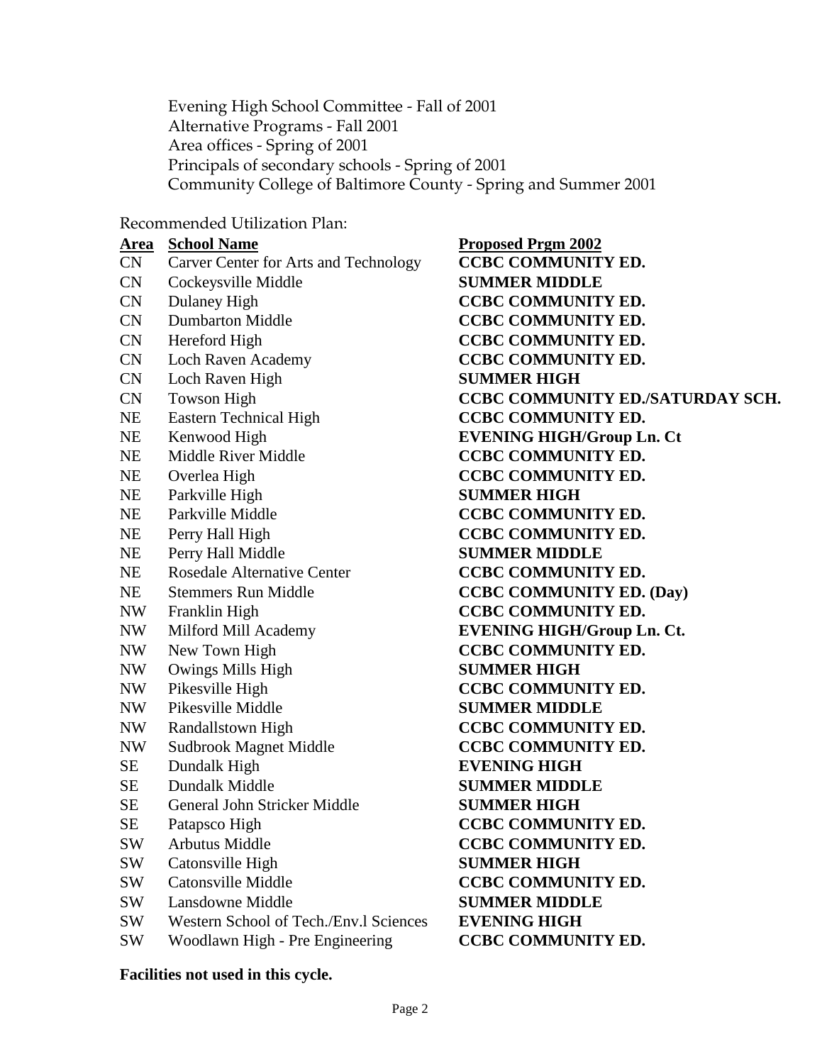Evening High School Committee - Fall of 2001
Alternative Programs - Fall 2001
Area offices - Spring of 2001
Principals of secondary schools - Spring of 2001
Community College of Baltimore County - Spring and Summer 2001

Recommended Utilization Plan:

| Area | School Name | Proposed Prgm 2002 |
|---|---|---|
| CN | Carver Center for Arts and Technology | **CCBC COMMUNITY ED.** |
| CN | Cockeysville Middle | **SUMMER MIDDLE** |
| CN | Dulaney High | **CCBC COMMUNITY ED.** |
| CN | Dumbarton Middle | **CCBC COMMUNITY ED.** |
| CN | Hereford High | **CCBC COMMUNITY ED.** |
| CN | Loch Raven Academy | **CCBC COMMUNITY ED.** |
| CN | Loch Raven High | **SUMMER HIGH** |
| CN | Towson High | **CCBC COMMUNITY ED./SATURDAY SCH.** |
| NE | Eastern Technical High | **CCBC COMMUNITY ED.** |
| NE | Kenwood High | **EVENING HIGH/Group Ln. Ct** |
| NE | Middle River Middle | **CCBC COMMUNITY ED.** |
| NE | Overlea High | **CCBC COMMUNITY ED.** |
| NE | Parkville High | **SUMMER HIGH** |
| NE | Parkville Middle | **CCBC COMMUNITY ED.** |
| NE | Perry Hall High | **CCBC COMMUNITY ED.** |
| NE | Perry Hall Middle | **SUMMER MIDDLE** |
| NE | Rosedale Alternative Center | **CCBC COMMUNITY ED.** |
| NE | Stemmers Run Middle | **CCBC COMMUNITY ED. (Day)** |
| NW | Franklin High | **CCBC COMMUNITY ED.** |
| NW | Milford Mill Academy | **EVENING HIGH/Group Ln. Ct.** |
| NW | New Town High | **CCBC COMMUNITY ED.** |
| NW | Owings Mills High | **SUMMER HIGH** |
| NW | Pikesville High | **CCBC COMMUNITY ED.** |
| NW | Pikesville Middle | **SUMMER MIDDLE** |
| NW | Randallstown High | **CCBC COMMUNITY ED.** |
| NW | Sudbrook Magnet Middle | **CCBC COMMUNITY ED.** |
| SE | Dundalk High | **EVENING HIGH** |
| SE | Dundalk Middle | **SUMMER MIDDLE** |
| SE | General John Stricker Middle | **SUMMER HIGH** |
| SE | Patapsco High | **CCBC COMMUNITY ED.** |
| SW | Arbutus Middle | **CCBC COMMUNITY ED.** |
| SW | Catonsville High | **SUMMER HIGH** |
| SW | Catonsville Middle | **CCBC COMMUNITY ED.** |
| SW | Lansdowne Middle | **SUMMER MIDDLE** |
| SW | Western School of Tech./Env.l Sciences | **EVENING HIGH** |
| SW | Woodlawn High - Pre Engineering | **CCBC COMMUNITY ED.** |

**Facilities not used in this cycle.**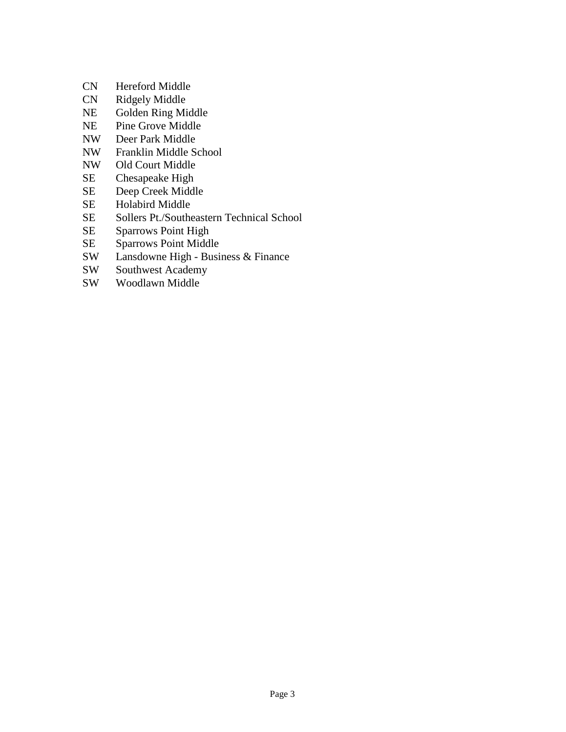| | |
|---|---|
| CN | Hereford Middle |
| CN | Ridgely Middle |
| NE | Golden Ring Middle |
| NE | Pine Grove Middle |
| NW | Deer Park Middle |
| NW | Franklin Middle School |
| NW | Old Court Middle |
| SE | Chesapeake High |
| SE | Deep Creek Middle |
| SE | Holabird Middle |
| SE | Sollers Pt./Southeastern Technical School |
| SE | Sparrows Point High |
| SE | Sparrows Point Middle |
| SW | Lansdowne High - Business & Finance |
| SW | Southwest Academy |
| SW | Woodlawn Middle |